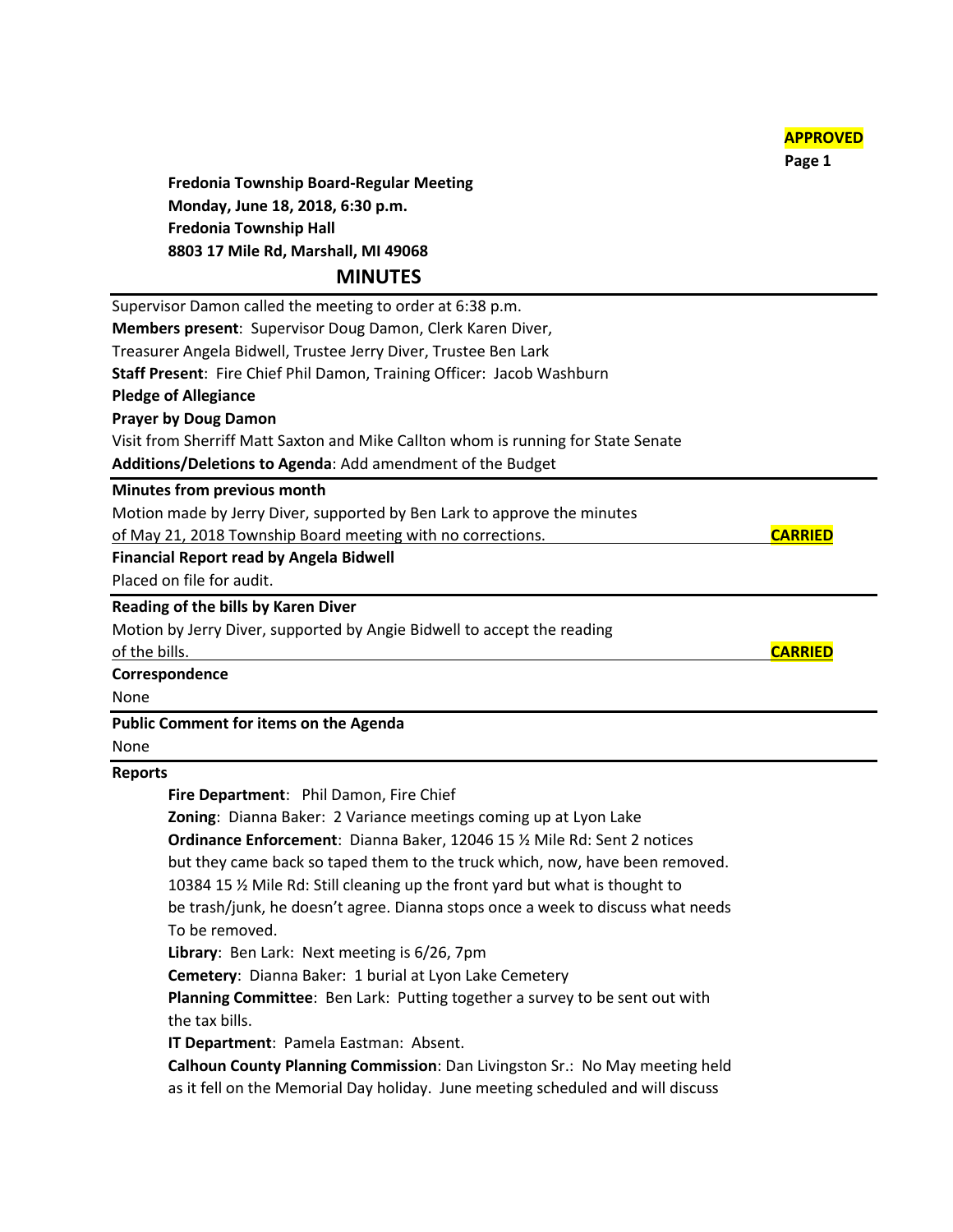**APPROVED**

**Fredonia Township Board-Regular Meeting**
**Monday, June 18, 2018, 6:30 p.m.**
**Fredonia Township Hall**
**8803 17 Mile Rd, Marshall, MI 49068**

## MINUTES

---

Supervisor Damon called the meeting to order at 6:38 p.m.

**Members present**: Supervisor Doug Damon, Clerk Karen Diver, Treasurer Angela Bidwell, Trustee Jerry Diver, Trustee Ben Lark

**Staff Present**: Fire Chief Phil Damon, Training Officer: Jacob Washburn

**Pledge of Allegiance**

**Prayer by Doug Damon**

Visit from Sherriff Matt Saxton and Mike Callton whom is running for State Senate

**Additions/Deletions to Agenda**: Add amendment of the Budget

---

**Minutes from previous month**

Motion made by Jerry Diver, supported by Ben Lark to approve the minutes of May 21, 2018 Township Board meeting with no corrections. **CARRIED**

**Financial Report read by Angela Bidwell**

Placed on file for audit.

---

**Reading of the bills by Karen Diver**

Motion by Jerry Diver, supported by Angie Bidwell to accept the reading of the bills. **CARRIED**

**Correspondence**

None

---

**Public Comment for items on the Agenda**

None

---

**Reports**

**Fire Department**: Phil Damon, Fire Chief

**Zoning**: Dianna Baker: 2 Variance meetings coming up at Lyon Lake

**Ordinance Enforcement**: Dianna Baker, 12046 15 ½ Mile Rd: Sent 2 notices but they came back so taped them to the truck which, now, have been removed. 10384 15 ½ Mile Rd: Still cleaning up the front yard but what is thought to be trash/junk, he doesn't agree. Dianna stops once a week to discuss what needs To be removed.

**Library**: Ben Lark: Next meeting is 6/26, 7pm

**Cemetery**: Dianna Baker: 1 burial at Lyon Lake Cemetery

**Planning Committee**: Ben Lark: Putting together a survey to be sent out with the tax bills.

**IT Department**: Pamela Eastman: Absent.

**Calhoun County Planning Commission**: Dan Livingston Sr.: No May meeting held as it fell on the Memorial Day holiday. June meeting scheduled and will discuss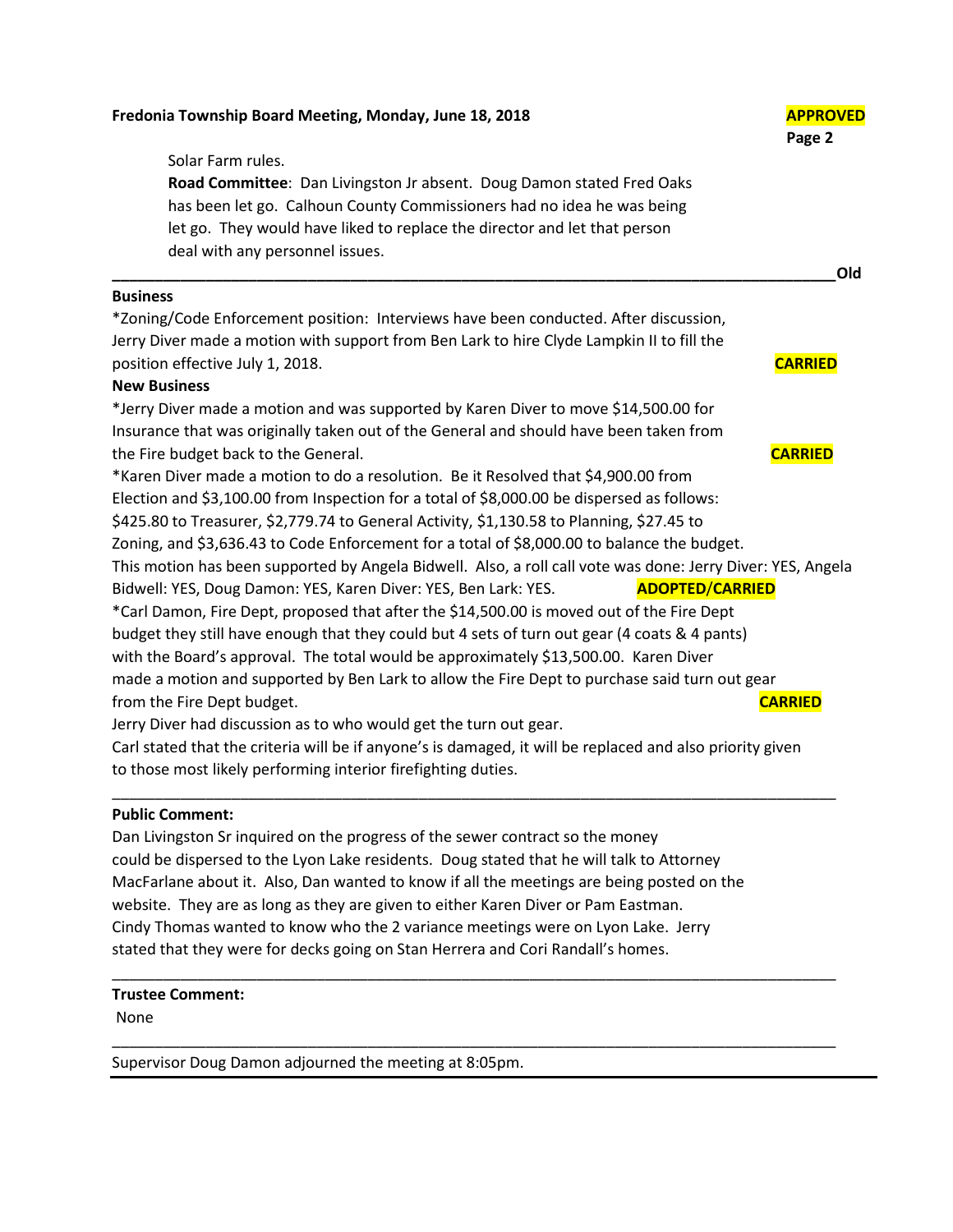Solar Farm rules.

**Road Committee**: Dan Livingston Jr absent. Doug Damon stated Fred Oaks has been let go. Calhoun County Commissioners had no idea he was being let go. They would have liked to replace the director and let that person deal with any personnel issues.

---

**Old Business**

*Zoning/Code Enforcement position: Interviews have been conducted. After discussion, Jerry Diver made a motion with support from Ben Lark to hire Clyde Lampkin II to fill the position effective July 1, 2018. **CARRIED**

**New Business**

*Jerry Diver made a motion and was supported by Karen Diver to move $14,500.00 for Insurance that was originally taken out of the General and should have been taken from the Fire budget back to the General. **CARRIED**

*Karen Diver made a motion to do a resolution. Be it Resolved that $4,900.00 from Election and $3,100.00 from Inspection for a total of $8,000.00 be dispersed as follows: $425.80 to Treasurer, $2,779.74 to General Activity, $1,130.58 to Planning, $27.45 to Zoning, and $3,636.43 to Code Enforcement for a total of $8,000.00 to balance the budget. This motion has been supported by Angela Bidwell. Also, a roll call vote was done: Jerry Diver: YES, Angela Bidwell: YES, Doug Damon: YES, Karen Diver: YES, Ben Lark: YES. **ADOPTED/CARRIED**

*Carl Damon, Fire Dept, proposed that after the $14,500.00 is moved out of the Fire Dept budget they still have enough that they could but 4 sets of turn out gear (4 coats & 4 pants) with the Board's approval. The total would be approximately $13,500.00. Karen Diver made a motion and supported by Ben Lark to allow the Fire Dept to purchase said turn out gear from the Fire Dept budget. **CARRIED**

Jerry Diver had discussion as to who would get the turn out gear.

Carl stated that the criteria will be if anyone's is damaged, it will be replaced and also priority given to those most likely performing interior firefighting duties.

---

**Public Comment:**

Dan Livingston Sr inquired on the progress of the sewer contract so the money could be dispersed to the Lyon Lake residents. Doug stated that he will talk to Attorney MacFarlane about it. Also, Dan wanted to know if all the meetings are being posted on the website. They are as long as they are given to either Karen Diver or Pam Eastman. Cindy Thomas wanted to know who the 2 variance meetings were on Lyon Lake. Jerry stated that they were for decks going on Stan Herrera and Cori Randall's homes.

---

**Trustee Comment:**

None

---

Supervisor Doug Damon adjourned the meeting at 8:05pm.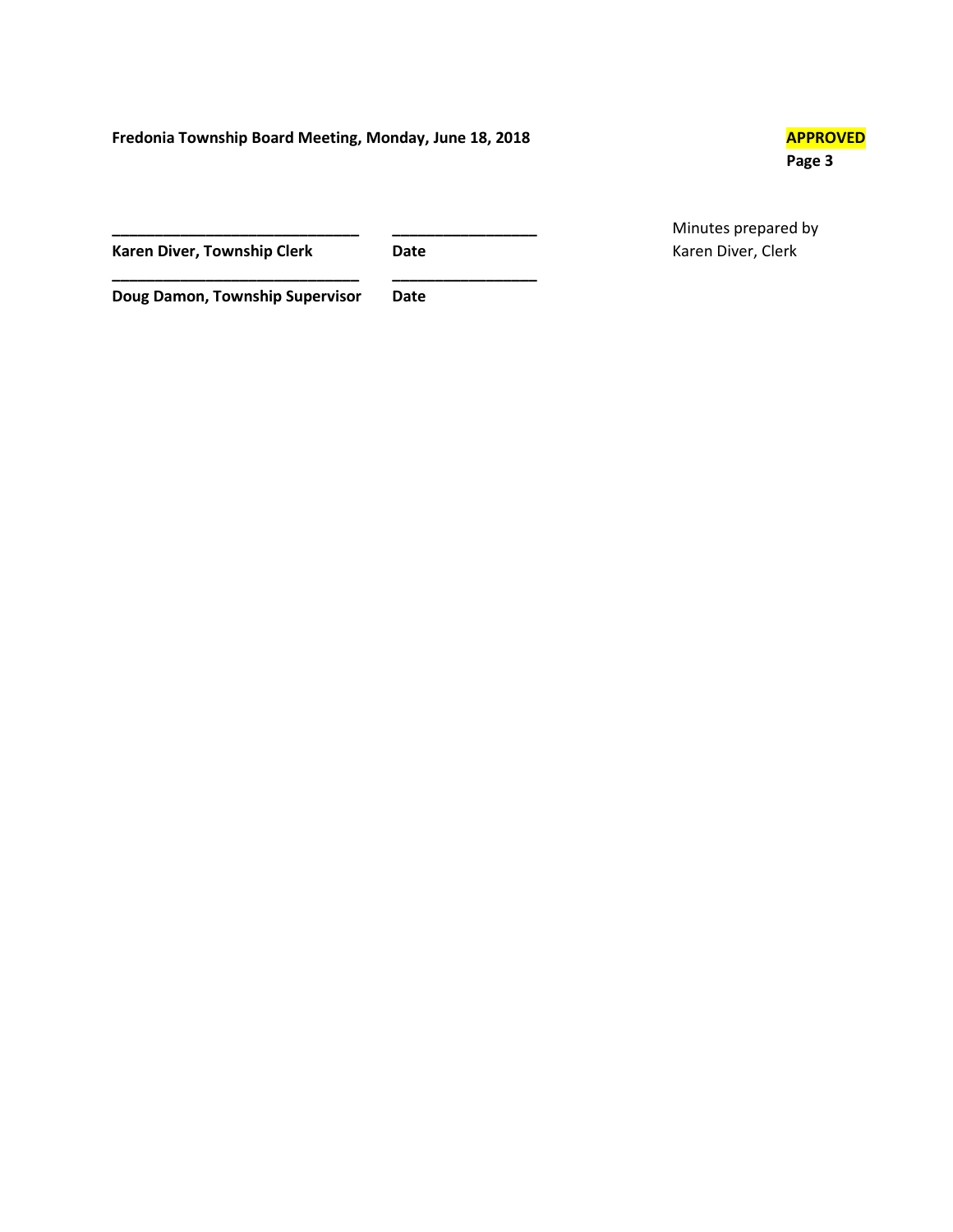| | | |
|---|---|---|
| ______________________________ | _________________ | Minutes prepared by |
| **Karen Diver, Township Clerk** | **Date** | Karen Diver, Clerk |
| ______________________________ | _________________ | |
| **Doug Damon, Township Supervisor** | **Date** | |